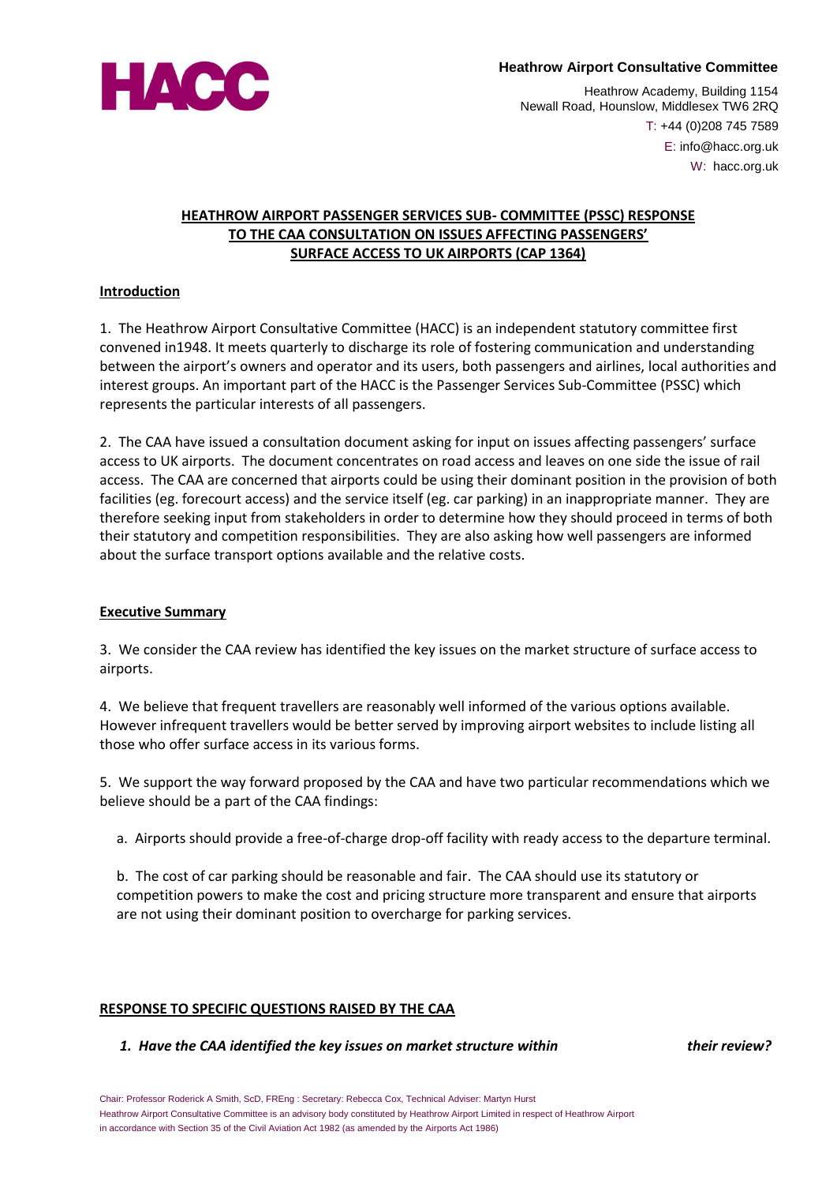**HACC**

**Heathrow Airport Consultative Committee**

Heathrow Academy, Building 1154
Newall Road, Hounslow, Middlesex TW6 2RQ
T: +44 (0)208 745 7589
E: info@hacc.org.uk
W: hacc.org.uk

**HEATHROW AIRPORT PASSENGER SERVICES SUB- COMMITTEE (PSSC) RESPONSE TO THE CAA CONSULTATION ON ISSUES AFFECTING PASSENGERS' SURFACE ACCESS TO UK AIRPORTS (CAP 1364)**

## Introduction

1. The Heathrow Airport Consultative Committee (HACC) is an independent statutory committee first convened in1948. It meets quarterly to discharge its role of fostering communication and understanding between the airport's owners and operator and its users, both passengers and airlines, local authorities and interest groups. An important part of the HACC is the Passenger Services Sub-Committee (PSSC) which represents the particular interests of all passengers.

2. The CAA have issued a consultation document asking for input on issues affecting passengers' surface access to UK airports. The document concentrates on road access and leaves on one side the issue of rail access. The CAA are concerned that airports could be using their dominant position in the provision of both facilities (eg. forecourt access) and the service itself (eg. car parking) in an inappropriate manner. They are therefore seeking input from stakeholders in order to determine how they should proceed in terms of both their statutory and competition responsibilities. They are also asking how well passengers are informed about the surface transport options available and the relative costs.

## Executive Summary

3. We consider the CAA review has identified the key issues on the market structure of surface access to airports.

4. We believe that frequent travellers are reasonably well informed of the various options available. However infrequent travellers would be better served by improving airport websites to include listing all those who offer surface access in its various forms.

5. We support the way forward proposed by the CAA and have two particular recommendations which we believe should be a part of the CAA findings:

   a. Airports should provide a free-of-charge drop-off facility with ready access to the departure terminal.

   b. The cost of car parking should be reasonable and fair. The CAA should use its statutory or competition powers to make the cost and pricing structure more transparent and ensure that airports are not using their dominant position to overcharge for parking services.

## RESPONSE TO SPECIFIC QUESTIONS RAISED BY THE CAA

***1. Have the CAA identified the key issues on market structure within their review?***

Chair: Professor Roderick A Smith, ScD, FREng : Secretary: Rebecca Cox, Technical Adviser: Martyn Hurst
Heathrow Airport Consultative Committee is an advisory body constituted by Heathrow Airport Limited in respect of Heathrow Airport in accordance with Section 35 of the Civil Aviation Act 1982 (as amended by the Airports Act 1986)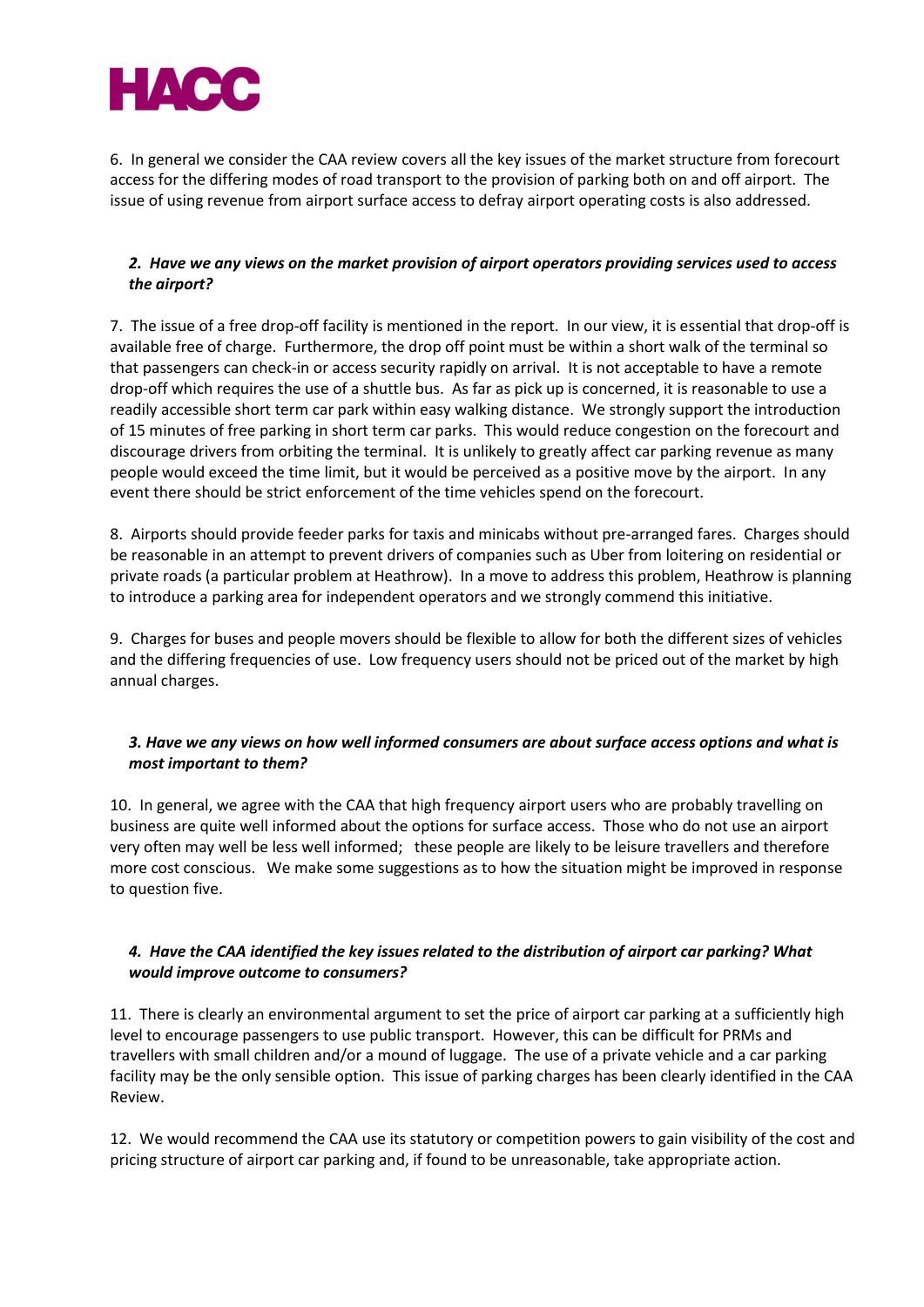6. In general we consider the CAA review covers all the key issues of the market structure from forecourt access for the differing modes of road transport to the provision of parking both on and off airport. The issue of using revenue from airport surface access to defray airport operating costs is also addressed.

***2. Have we any views on the market provision of airport operators providing services used to access the airport?***

7. The issue of a free drop-off facility is mentioned in the report. In our view, it is essential that drop-off is available free of charge. Furthermore, the drop off point must be within a short walk of the terminal so that passengers can check-in or access security rapidly on arrival. It is not acceptable to have a remote drop-off which requires the use of a shuttle bus. As far as pick up is concerned, it is reasonable to use a readily accessible short term car park within easy walking distance. We strongly support the introduction of 15 minutes of free parking in short term car parks. This would reduce congestion on the forecourt and discourage drivers from orbiting the terminal. It is unlikely to greatly affect car parking revenue as many people would exceed the time limit, but it would be perceived as a positive move by the airport. In any event there should be strict enforcement of the time vehicles spend on the forecourt.

8. Airports should provide feeder parks for taxis and minicabs without pre-arranged fares. Charges should be reasonable in an attempt to prevent drivers of companies such as Uber from loitering on residential or private roads (a particular problem at Heathrow). In a move to address this problem, Heathrow is planning to introduce a parking area for independent operators and we strongly commend this initiative.

9. Charges for buses and people movers should be flexible to allow for both the different sizes of vehicles and the differing frequencies of use. Low frequency users should not be priced out of the market by high annual charges.

***3. Have we any views on how well informed consumers are about surface access options and what is most important to them?***

10. In general, we agree with the CAA that high frequency airport users who are probably travelling on business are quite well informed about the options for surface access. Those who do not use an airport very often may well be less well informed; these people are likely to be leisure travellers and therefore more cost conscious. We make some suggestions as to how the situation might be improved in response to question five.

***4. Have the CAA identified the key issues related to the distribution of airport car parking? What would improve outcome to consumers?***

11. There is clearly an environmental argument to set the price of airport car parking at a sufficiently high level to encourage passengers to use public transport. However, this can be difficult for PRMs and travellers with small children and/or a mound of luggage. The use of a private vehicle and a car parking facility may be the only sensible option. This issue of parking charges has been clearly identified in the CAA Review.

12. We would recommend the CAA use its statutory or competition powers to gain visibility of the cost and pricing structure of airport car parking and, if found to be unreasonable, take appropriate action.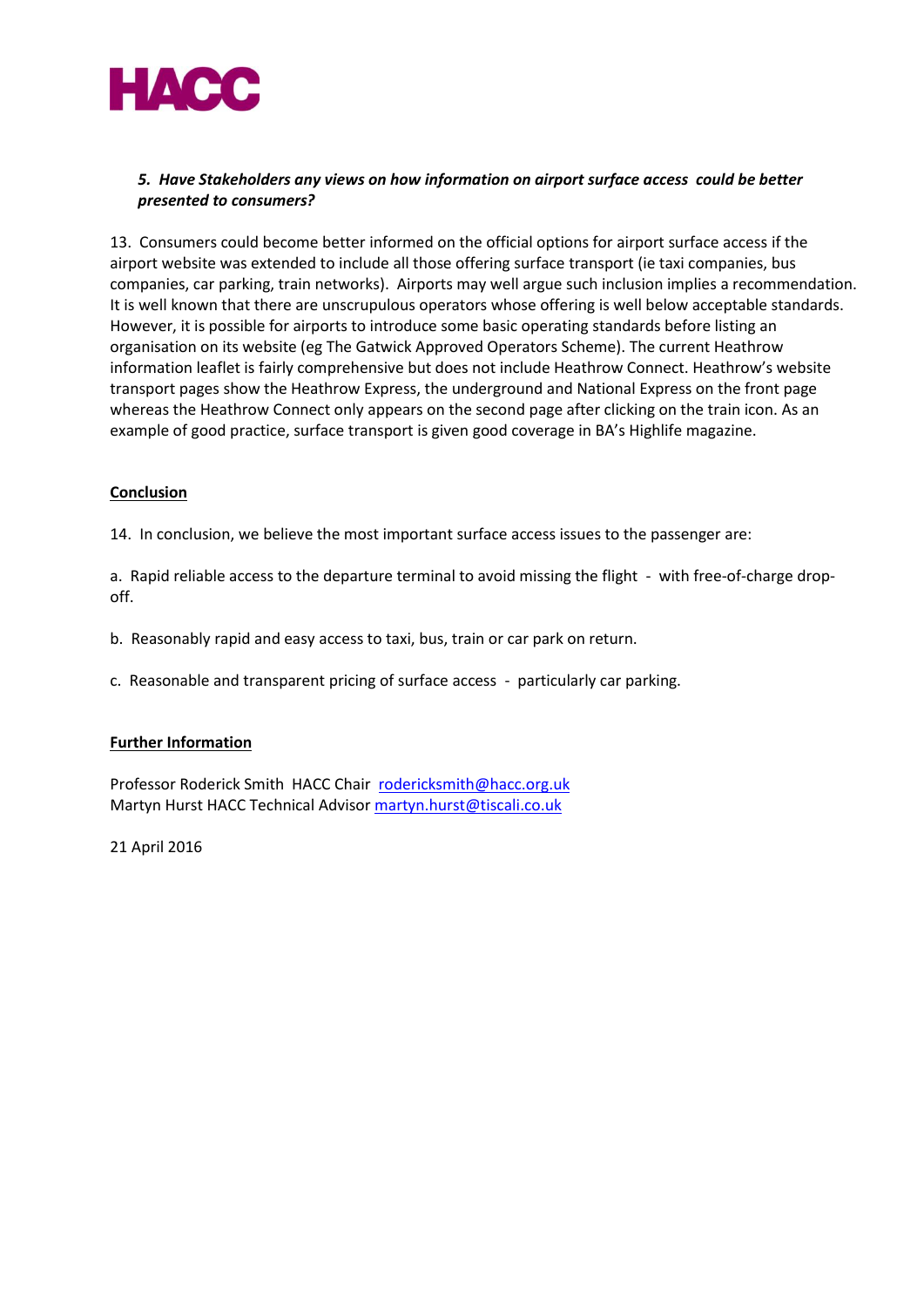**HACC**

***5. Have Stakeholders any views on how information on airport surface access could be better presented to consumers?***

13. Consumers could become better informed on the official options for airport surface access if the airport website was extended to include all those offering surface transport (ie taxi companies, bus companies, car parking, train networks). Airports may well argue such inclusion implies a recommendation. It is well known that there are unscrupulous operators whose offering is well below acceptable standards. However, it is possible for airports to introduce some basic operating standards before listing an organisation on its website (eg The Gatwick Approved Operators Scheme). The current Heathrow information leaflet is fairly comprehensive but does not include Heathrow Connect. Heathrow's website transport pages show the Heathrow Express, the underground and National Express on the front page whereas the Heathrow Connect only appears on the second page after clicking on the train icon. As an example of good practice, surface transport is given good coverage in BA's Highlife magazine.

## Conclusion

14. In conclusion, we believe the most important surface access issues to the passenger are:

a. Rapid reliable access to the departure terminal to avoid missing the flight - with free-of-charge drop-off.

b. Reasonably rapid and easy access to taxi, bus, train or car park on return.

c. Reasonable and transparent pricing of surface access - particularly car parking.

## Further Information

Professor Roderick Smith HACC Chair rodericksmith@hacc.org.uk
Martyn Hurst HACC Technical Advisor martyn.hurst@tiscali.co.uk

21 April 2016